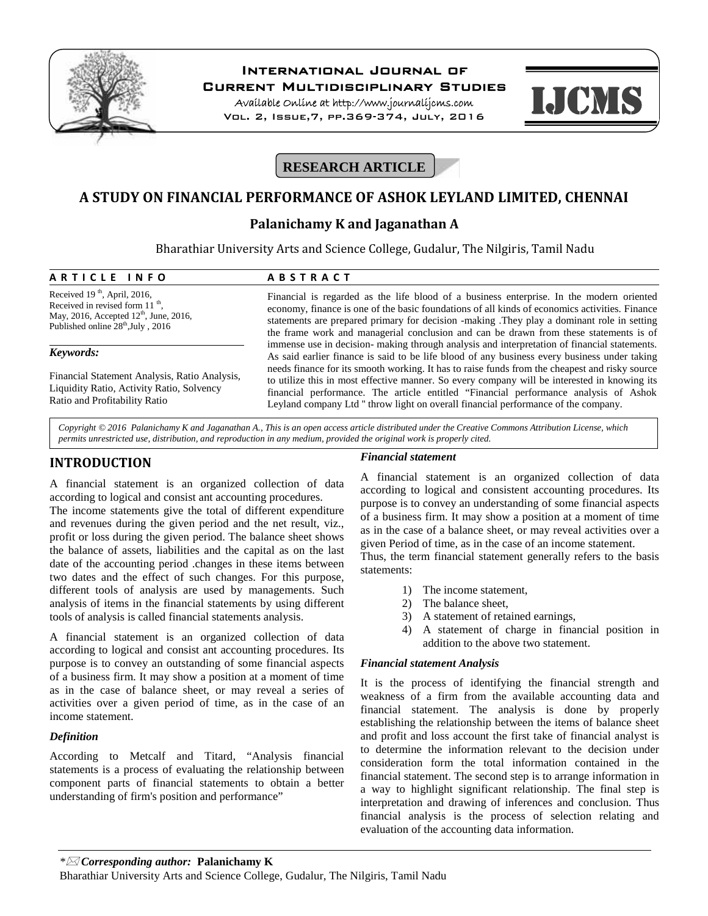RESEARCH ARTICLE

# A STUDY ON FINANCIAL PERFORMANCE OF ASHOK LEYLAND LIMITED, CHENNAI

**Palanichamy K and Jaganathan A**

Bharathiar University Arts and Science College, Gudalur, The Nilgiris, Tamil Nadu

**ARTICLE INFO**

Received 19th, April, 2016,
Received in revised form 11th,
May, 2016, Accepted 12th, June, 2016,
Published online 28th, July, 2016

***Keywords:***

Financial Statement Analysis, Ratio Analysis, Liquidity Ratio, Activity Ratio, Solvency Ratio and Profitability Ratio

**ABSTRACT**

Financial is regarded as the life blood of a business enterprise. In the modern oriented economy, finance is one of the basic foundations of all kinds of economics activities. Finance statements are prepared primary for decision -making .They play a dominant role in setting the frame work and managerial conclusion and can be drawn from these statements is of immense use in decision- making through analysis and interpretation of financial statements. As said earlier finance is said to be life blood of any business every business under taking needs finance for its smooth working. It has to raise funds from the cheapest and risky source to utilize this in most effective manner. So every company will be interested in knowing its financial performance. The article entitled "Financial performance analysis of Ashok Leyland company Ltd " throw light on overall financial performance of the company.

*Copyright © 2016 Palanichamy K and Jaganathan A., This is an open access article distributed under the Creative Commons Attribution License, which permits unrestricted use, distribution, and reproduction in any medium, provided the original work is properly cited.*

## INTRODUCTION

A financial statement is an organized collection of data according to logical and consist ant accounting procedures.
The income statements give the total of different expenditure and revenues during the given period and the net result, viz., profit or loss during the given period. The balance sheet shows the balance of assets, liabilities and the capital as on the last date of the accounting period .changes in these items between two dates and the effect of such changes. For this purpose, different tools of analysis are used by managements. Such analysis of items in the financial statements by using different tools of analysis is called financial statements analysis.

A financial statement is an organized collection of data according to logical and consist ant accounting procedures. Its purpose is to convey an outstanding of some financial aspects of a business firm. It may show a position at a moment of time as in the case of balance sheet, or may reveal a series of activities over a given period of time, as in the case of an income statement.

### *Definition*

According to Metcalf and Titard, "Analysis financial statements is a process of evaluating the relationship between component parts of financial statements to obtain a better understanding of firm's position and performance"

### *Financial statement*

A financial statement is an organized collection of data according to logical and consistent accounting procedures. Its purpose is to convey an understanding of some financial aspects of a business firm. It may show a position at a moment of time as in the case of a balance sheet, or may reveal activities over a given Period of time, as in the case of an income statement.
Thus, the term financial statement generally refers to the basis statements:

1) The income statement,
2) The balance sheet,
3) A statement of retained earnings,
4) A statement of charge in financial position in addition to the above two statement.

### *Financial statement Analysis*

It is the process of identifying the financial strength and weakness of a firm from the available accounting data and financial statement. The analysis is done by properly establishing the relationship between the items of balance sheet and profit and loss account the first take of financial analyst is to determine the information relevant to the decision under consideration form the total information contained in the financial statement. The second step is to arrange information in a way to highlight significant relationship. The final step is interpretation and drawing of inferences and conclusion. Thus financial analysis is the process of selection relating and evaluation of the accounting data information.

*Corresponding author:* **Palanichamy K**
Bharathiar University Arts and Science College, Gudalur, The Nilgiris, Tamil Nadu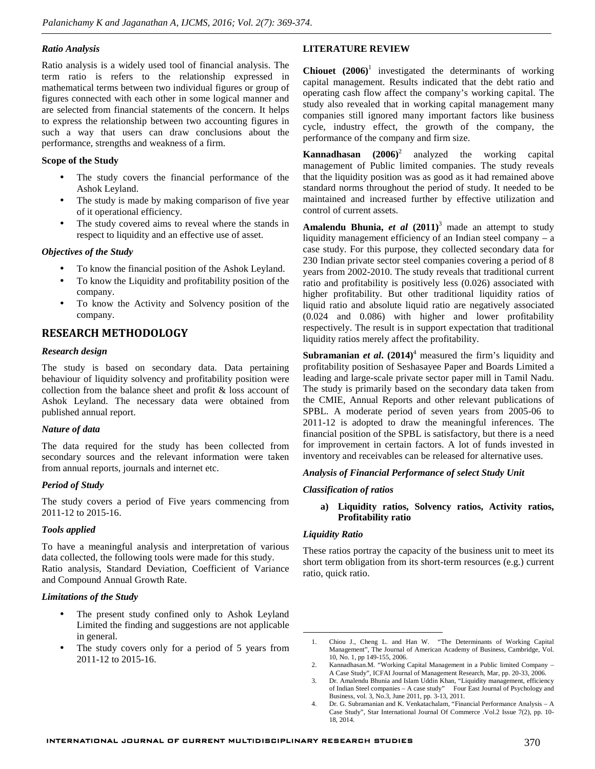### *Ratio Analysis*

Ratio analysis is a widely used tool of financial analysis. The term ratio is refers to the relationship expressed in mathematical terms between two individual figures or group of figures connected with each other in some logical manner and are selected from financial statements of the concern. It helps to express the relationship between two accounting figures in such a way that users can draw conclusions about the performance, strengths and weakness of a firm.

**Scope of the Study**

- The study covers the financial performance of the Ashok Leyland.
- The study is made by making comparison of five year of it operational efficiency.
- The study covered aims to reveal where the stands in respect to liquidity and an effective use of asset.

### *Objectives of the Study*

- To know the financial position of the Ashok Leyland.
- To know the Liquidity and profitability position of the company.
- To know the Activity and Solvency position of the company.

## RESEARCH METHODOLOGY

### *Research design*

The study is based on secondary data. Data pertaining behaviour of liquidity solvency and profitability position were collection from the balance sheet and profit & loss account of Ashok Leyland. The necessary data were obtained from published annual report.

### *Nature of data*

The data required for the study has been collected from secondary sources and the relevant information were taken from annual reports, journals and internet etc.

### *Period of Study*

The study covers a period of Five years commencing from 2011-12 to 2015-16.

### *Tools applied*

To have a meaningful analysis and interpretation of various data collected, the following tools were made for this study.
Ratio analysis, Standard Deviation, Coefficient of Variance and Compound Annual Growth Rate.

### *Limitations of the Study*

- The present study confined only to Ashok Leyland Limited the finding and suggestions are not applicable in general.
- The study covers only for a period of 5 years from 2011-12 to 2015-16.

## LITERATURE REVIEW

**Chiouet (2006)**[1] investigated the determinants of working capital management. Results indicated that the debt ratio and operating cash flow affect the company's working capital. The study also revealed that in working capital management many companies still ignored many important factors like business cycle, industry effect, the growth of the company, the performance of the company and firm size.

**Kannadhasan (2006)**[2] analyzed the working capital management of Public limited companies. The study reveals that the liquidity position was as good as it had remained above standard norms throughout the period of study. It needed to be maintained and increased further by effective utilization and control of current assets.

**Amalendu Bhunia, *et al* (2011)**[3] made an attempt to study liquidity management efficiency of an Indian steel company – a case study. For this purpose, they collected secondary data for 230 Indian private sector steel companies covering a period of 8 years from 2002-2010. The study reveals that traditional current ratio and profitability is positively less (0.026) associated with higher profitability. But other traditional liquidity ratios of liquid ratio and absolute liquid ratio are negatively associated (0.024 and 0.086) with higher and lower profitability respectively. The result is in support expectation that traditional liquidity ratios merely affect the profitability.

**Subramanian *et al*. (2014)**[4] measured the firm's liquidity and profitability position of Seshasayee Paper and Boards Limited a leading and large-scale private sector paper mill in Tamil Nadu. The study is primarily based on the secondary data taken from the CMIE, Annual Reports and other relevant publications of SPBL. A moderate period of seven years from 2005-06 to 2011-12 is adopted to draw the meaningful inferences. The financial position of the SPBL is satisfactory, but there is a need for improvement in certain factors. A lot of funds invested in inventory and receivables can be released for alternative uses.

### *Analysis of Financial Performance of select Study Unit*

### *Classification of ratios*

a) **Liquidity ratios, Solvency ratios, Activity ratios, Profitability ratio**

### *Liquidity Ratio*

These ratios portray the capacity of the business unit to meet its short term obligation from its short-term resources (e.g.) current ratio, quick ratio.

---

1. Chiou J., Cheng L. and Han W. "The Determinants of Working Capital Management", The Journal of American Academy of Business, Cambridge, Vol. 10, No. 1, pp 149-155, 2006.
2. Kannadhasan.M. "Working Capital Management in a Public limited Company – A Case Study", ICFAI Journal of Management Research, Mar, pp. 20-33, 2006.
3. Dr. Amalendu Bhunia and Islam Uddin Khan, "Liquidity management, efficiency of Indian Steel companies – A case study" Four East Journal of Psychology and Business, vol. 3, No.3, June 2011, pp. 3-13, 2011.
4. Dr. G. Subramanian and K. Venkatachalam, "Financial Performance Analysis – A Case Study", Star International Journal Of Commerce .Vol.2 Issue 7(2), pp. 10-18, 2014.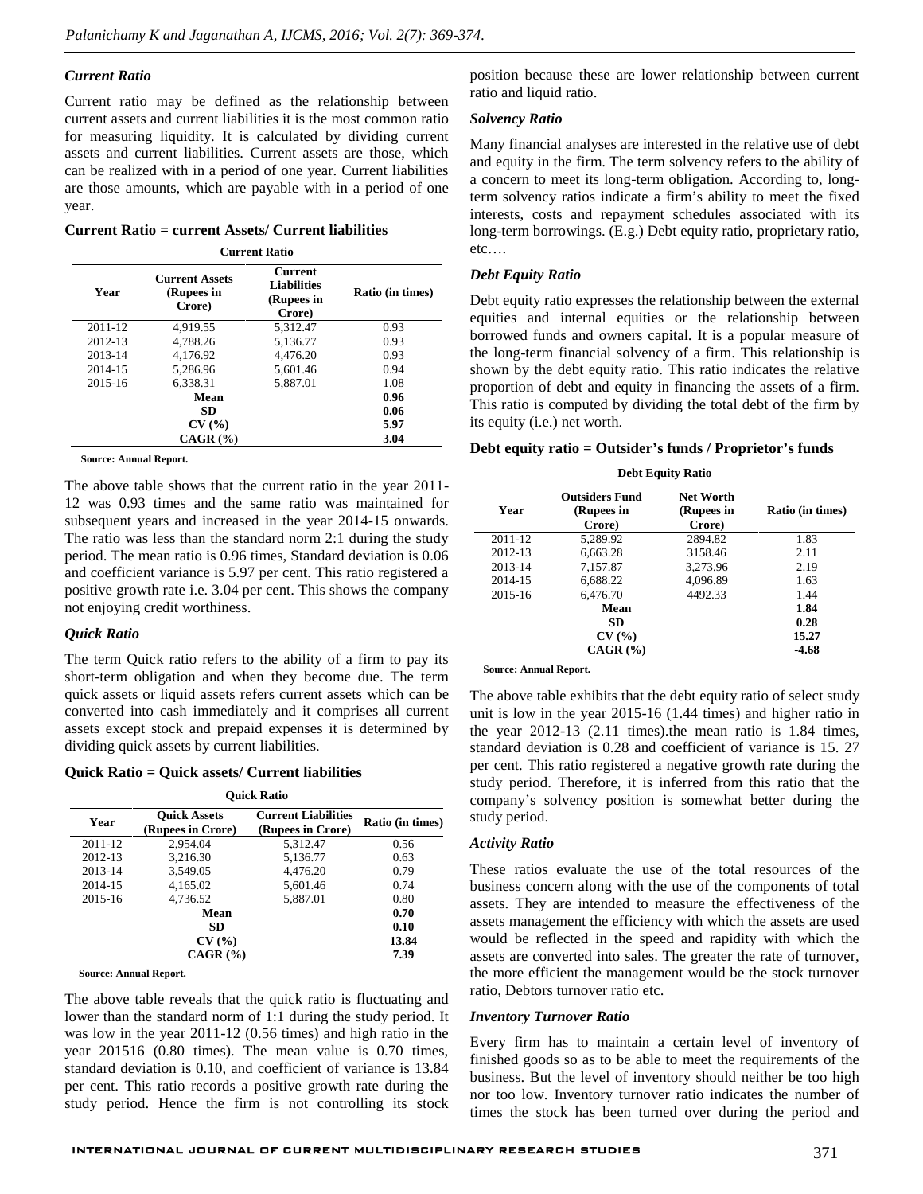### *Current Ratio*

Current ratio may be defined as the relationship between current assets and current liabilities it is the most common ratio for measuring liquidity. It is calculated by dividing current assets and current liabilities. Current assets are those, which can be realized with in a period of one year. Current liabilities are those amounts, which are payable with in a period of one year.

**Current Ratio = current Assets/ Current liabilities**

**Current Ratio**

| Year | Current Assets (Rupees in Crore) | Current Liabilities (Rupees in Crore) | Ratio (in times) |
|---|---|---|---|
| 2011-12 | 4,919.55 | 5,312.47 | 0.93 |
| 2012-13 | 4,788.26 | 5,136.77 | 0.93 |
| 2013-14 | 4,176.92 | 4,476.20 | 0.93 |
| 2014-15 | 5,286.96 | 5,601.46 | 0.94 |
| 2015-16 | 6,338.31 | 5,887.01 | 1.08 |
| | **Mean** | | **0.96** |
| | **SD** | | **0.06** |
| | **CV (%)** | | **5.97** |
| | **CAGR (%)** | | **3.04** |

**Source: Annual Report.**

The above table shows that the current ratio in the year 2011-12 was 0.93 times and the same ratio was maintained for subsequent years and increased in the year 2014-15 onwards. The ratio was less than the standard norm 2:1 during the study period. The mean ratio is 0.96 times, Standard deviation is 0.06 and coefficient variance is 5.97 per cent. This ratio registered a positive growth rate i.e. 3.04 per cent. This shows the company not enjoying credit worthiness.

### *Quick Ratio*

The term Quick ratio refers to the ability of a firm to pay its short-term obligation and when they become due. The term quick assets or liquid assets refers current assets which can be converted into cash immediately and it comprises all current assets except stock and prepaid expenses it is determined by dividing quick assets by current liabilities.

**Quick Ratio = Quick assets/ Current liabilities**

**Quick Ratio**

| Year | Quick Assets (Rupees in Crore) | Current Liabilities (Rupees in Crore) | Ratio (in times) |
|---|---|---|---|
| 2011-12 | 2,954.04 | 5,312.47 | 0.56 |
| 2012-13 | 3,216.30 | 5,136.77 | 0.63 |
| 2013-14 | 3,549.05 | 4,476.20 | 0.79 |
| 2014-15 | 4,165.02 | 5,601.46 | 0.74 |
| 2015-16 | 4,736.52 | 5,887.01 | 0.80 |
| | **Mean** | | **0.70** |
| | **SD** | | **0.10** |
| | **CV (%)** | | **13.84** |
| | **CAGR (%)** | | **7.39** |

**Source: Annual Report.**

The above table reveals that the quick ratio is fluctuating and lower than the standard norm of 1:1 during the study period. It was low in the year 2011-12 (0.56 times) and high ratio in the year 201516 (0.80 times). The mean value is 0.70 times, standard deviation is 0.10, and coefficient of variance is 13.84 per cent. This ratio records a positive growth rate during the study period. Hence the firm is not controlling its stock position because these are lower relationship between current ratio and liquid ratio.

### *Solvency Ratio*

Many financial analyses are interested in the relative use of debt and equity in the firm. The term solvency refers to the ability of a concern to meet its long-term obligation. According to, long-term solvency ratios indicate a firm's ability to meet the fixed interests, costs and repayment schedules associated with its long-term borrowings. (E.g.) Debt equity ratio, proprietary ratio, etc….

### *Debt Equity Ratio*

Debt equity ratio expresses the relationship between the external equities and internal equities or the relationship between borrowed funds and owners capital. It is a popular measure of the long-term financial solvency of a firm. This relationship is shown by the debt equity ratio. This ratio indicates the relative proportion of debt and equity in financing the assets of a firm. This ratio is computed by dividing the total debt of the firm by its equity (i.e.) net worth.

**Debt equity ratio = Outsider's funds / Proprietor's funds**

**Debt Equity Ratio**

| Year | Outsiders Fund (Rupees in Crore) | Net Worth (Rupees in Crore) | Ratio (in times) |
|---|---|---|---|
| 2011-12 | 5,289.92 | 2894.82 | 1.83 |
| 2012-13 | 6,663.28 | 3158.46 | 2.11 |
| 2013-14 | 7,157.87 | 3,273.96 | 2.19 |
| 2014-15 | 6,688.22 | 4,096.89 | 1.63 |
| 2015-16 | 6,476.70 | 4492.33 | 1.44 |
| | **Mean** | | **1.84** |
| | **SD** | | **0.28** |
| | **CV (%)** | | **15.27** |
| | **CAGR (%)** | | **-4.68** |

**Source: Annual Report.**

The above table exhibits that the debt equity ratio of select study unit is low in the year 2015-16 (1.44 times) and higher ratio in the year 2012-13 (2.11 times).the mean ratio is 1.84 times, standard deviation is 0.28 and coefficient of variance is 15. 27 per cent. This ratio registered a negative growth rate during the study period. Therefore, it is inferred from this ratio that the company's solvency position is somewhat better during the study period.

### *Activity Ratio*

These ratios evaluate the use of the total resources of the business concern along with the use of the components of total assets. They are intended to measure the effectiveness of the assets management the efficiency with which the assets are used would be reflected in the speed and rapidity with which the assets are converted into sales. The greater the rate of turnover, the more efficient the management would be the stock turnover ratio, Debtors turnover ratio etc.

### *Inventory Turnover Ratio*

Every firm has to maintain a certain level of inventory of finished goods so as to be able to meet the requirements of the business. But the level of inventory should neither be too high nor too low. Inventory turnover ratio indicates the number of times the stock has been turned over during the period and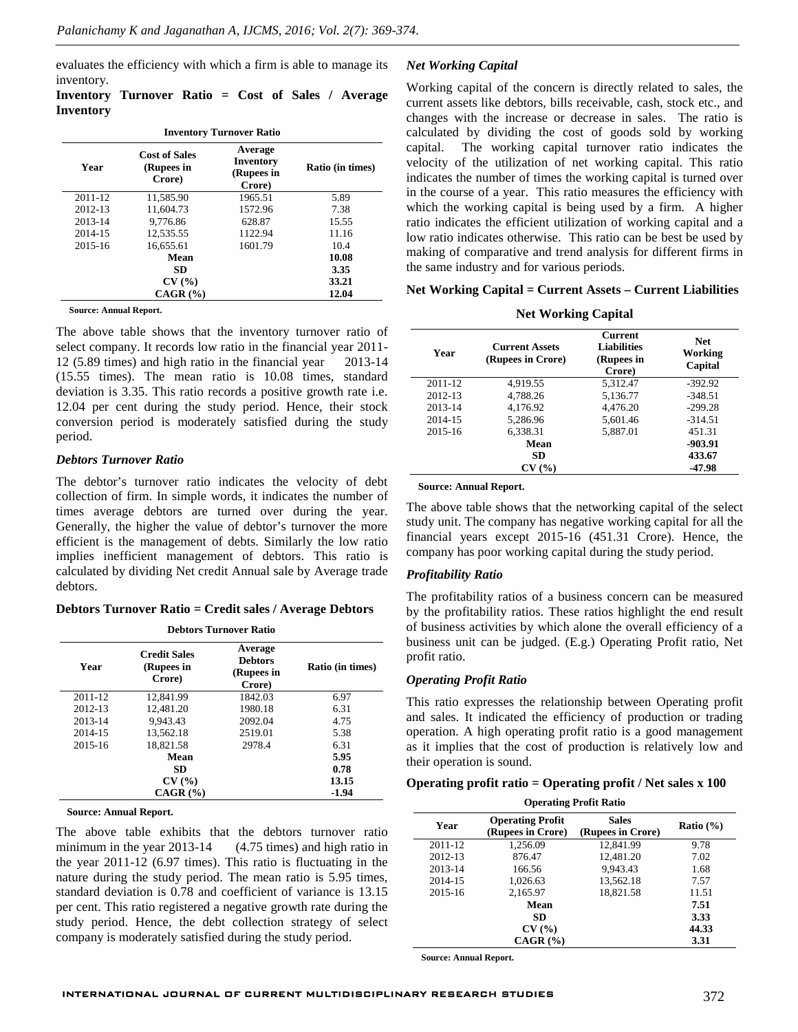evaluates the efficiency with which a firm is able to manage its inventory.

**Inventory Turnover Ratio = Cost of Sales / Average Inventory**

**Inventory Turnover Ratio**

| Year | Cost of Sales (Rupees in Crore) | Average Inventory (Rupees in Crore) | Ratio (in times) |
|---|---|---|---|
| 2011-12 | 11,585.90 | 1965.51 | 5.89 |
| 2012-13 | 11,604.73 | 1572.96 | 7.38 |
| 2013-14 | 9,776.86 | 628.87 | 15.55 |
| 2014-15 | 12,535.55 | 1122.94 | 11.16 |
| 2015-16 | 16,655.61 | 1601.79 | 10.4 |
| | **Mean** | | **10.08** |
| | **SD** | | **3.35** |
| | **CV (%)** | | **33.21** |
| | **CAGR (%)** | | **12.04** |

**Source: Annual Report.**

The above table shows that the inventory turnover ratio of select company. It records low ratio in the financial year 2011-12 (5.89 times) and high ratio in the financial year 2013-14 (15.55 times). The mean ratio is 10.08 times, standard deviation is 3.35. This ratio records a positive growth rate i.e. 12.04 per cent during the study period. Hence, their stock conversion period is moderately satisfied during the study period.

### *Debtors Turnover Ratio*

The debtor's turnover ratio indicates the velocity of debt collection of firm. In simple words, it indicates the number of times average debtors are turned over during the year. Generally, the higher the value of debtor's turnover the more efficient is the management of debts. Similarly the low ratio implies inefficient management of debtors. This ratio is calculated by dividing Net credit Annual sale by Average trade debtors.

**Debtors Turnover Ratio = Credit sales / Average Debtors**

**Debtors Turnover Ratio**

| Year | Credit Sales (Rupees in Crore) | Average Debtors (Rupees in Crore) | Ratio (in times) |
|---|---|---|---|
| 2011-12 | 12,841.99 | 1842.03 | 6.97 |
| 2012-13 | 12,481.20 | 1980.18 | 6.31 |
| 2013-14 | 9,943.43 | 2092.04 | 4.75 |
| 2014-15 | 13,562.18 | 2519.01 | 5.38 |
| 2015-16 | 18,821.58 | 2978.4 | 6.31 |
| | **Mean** | | **5.95** |
| | **SD** | | **0.78** |
| | **CV (%)** | | **13.15** |
| | **CAGR (%)** | | **-1.94** |

**Source: Annual Report.**

The above table exhibits that the debtors turnover ratio minimum in the year 2013-14 (4.75 times) and high ratio in the year 2011-12 (6.97 times). This ratio is fluctuating in the nature during the study period. The mean ratio is 5.95 times, standard deviation is 0.78 and coefficient of variance is 13.15 per cent. This ratio registered a negative growth rate during the study period. Hence, the debt collection strategy of select company is moderately satisfied during the study period.

### *Net Working Capital*

Working capital of the concern is directly related to sales, the current assets like debtors, bills receivable, cash, stock etc., and changes with the increase or decrease in sales. The ratio is calculated by dividing the cost of goods sold by working capital. The working capital turnover ratio indicates the velocity of the utilization of net working capital. This ratio indicates the number of times the working capital is turned over in the course of a year. This ratio measures the efficiency with which the working capital is being used by a firm. A higher ratio indicates the efficient utilization of working capital and a low ratio indicates otherwise. This ratio can be best be used by making of comparative and trend analysis for different firms in the same industry and for various periods.

**Net Working Capital = Current Assets – Current Liabilities**

**Net Working Capital**

| Year | Current Assets (Rupees in Crore) | Current Liabilities (Rupees in Crore) | Net Working Capital |
|---|---|---|---|
| 2011-12 | 4,919.55 | 5,312.47 | -392.92 |
| 2012-13 | 4,788.26 | 5,136.77 | -348.51 |
| 2013-14 | 4,176.92 | 4,476.20 | -299.28 |
| 2014-15 | 5,286.96 | 5,601.46 | -314.51 |
| 2015-16 | 6,338.31 | 5,887.01 | 451.31 |
| | **Mean** | | **-903.91** |
| | **SD** | | **433.67** |
| | **CV (%)** | | **-47.98** |

**Source: Annual Report.**

The above table shows that the networking capital of the select study unit. The company has negative working capital for all the financial years except 2015-16 (451.31 Crore). Hence, the company has poor working capital during the study period.

### *Profitability Ratio*

The profitability ratios of a business concern can be measured by the profitability ratios. These ratios highlight the end result of business activities by which alone the overall efficiency of a business unit can be judged. (E.g.) Operating Profit ratio, Net profit ratio.

### *Operating Profit Ratio*

This ratio expresses the relationship between Operating profit and sales. It indicated the efficiency of production or trading operation. A high operating profit ratio is a good management as it implies that the cost of production is relatively low and their operation is sound.

**Operating profit ratio = Operating profit / Net sales x 100**

**Operating Profit Ratio**

| Year | Operating Profit (Rupees in Crore) | Sales (Rupees in Crore) | Ratio (%) |
|---|---|---|---|
| 2011-12 | 1,256.09 | 12,841.99 | 9.78 |
| 2012-13 | 876.47 | 12,481.20 | 7.02 |
| 2013-14 | 166.56 | 9,943.43 | 1.68 |
| 2014-15 | 1,026.63 | 13,562.18 | 7.57 |
| 2015-16 | 2,165.97 | 18,821.58 | 11.51 |
| | **Mean** | | **7.51** |
| | **SD** | | **3.33** |
| | **CV (%)** | | **44.33** |
| | **CAGR (%)** | | **3.31** |

**Source: Annual Report.**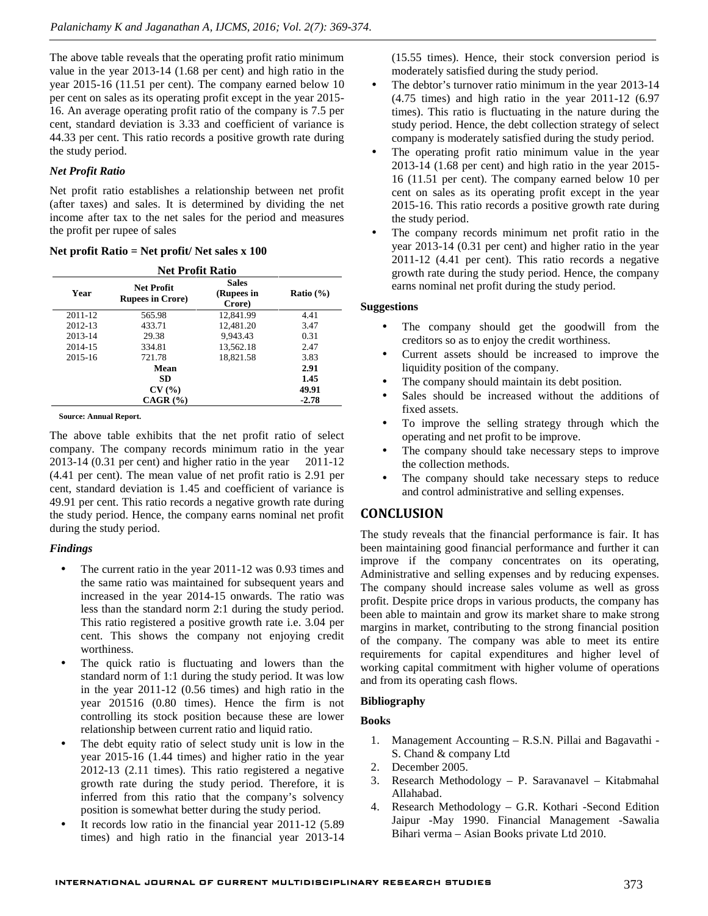The above table reveals that the operating profit ratio minimum value in the year 2013-14 (1.68 per cent) and high ratio in the year 2015-16 (11.51 per cent). The company earned below 10 per cent on sales as its operating profit except in the year 2015-16. An average operating profit ratio of the company is 7.5 per cent, standard deviation is 3.33 and coefficient of variance is 44.33 per cent. This ratio records a positive growth rate during the study period.

### *Net Profit Ratio*

Net profit ratio establishes a relationship between net profit (after taxes) and sales. It is determined by dividing the net income after tax to the net sales for the period and measures the profit per rupee of sales

**Net profit Ratio = Net profit/ Net sales x 100**

**Net Profit Ratio**

| Year | Net Profit Rupees in Crore) | Sales (Rupees in Crore) | Ratio (%) |
|---|---|---|---|
| 2011-12 | 565.98 | 12,841.99 | 4.41 |
| 2012-13 | 433.71 | 12,481.20 | 3.47 |
| 2013-14 | 29.38 | 9,943.43 | 0.31 |
| 2014-15 | 334.81 | 13,562.18 | 2.47 |
| 2015-16 | 721.78 | 18,821.58 | 3.83 |
| | **Mean** | | **2.91** |
| | **SD** | | **1.45** |
| | **CV (%)** | | **49.91** |
| | **CAGR (%)** | | **-2.78** |

**Source: Annual Report.**

The above table exhibits that the net profit ratio of select company. The company records minimum ratio in the year 2013-14 (0.31 per cent) and higher ratio in the year 2011-12 (4.41 per cent). The mean value of net profit ratio is 2.91 per cent, standard deviation is 1.45 and coefficient of variance is 49.91 per cent. This ratio records a negative growth rate during the study period. Hence, the company earns nominal net profit during the study period.

### *Findings*

- The current ratio in the year 2011-12 was 0.93 times and the same ratio was maintained for subsequent years and increased in the year 2014-15 onwards. The ratio was less than the standard norm 2:1 during the study period. This ratio registered a positive growth rate i.e. 3.04 per cent. This shows the company not enjoying credit worthiness.
- The quick ratio is fluctuating and lowers than the standard norm of 1:1 during the study period. It was low in the year 2011-12 (0.56 times) and high ratio in the year 201516 (0.80 times). Hence the firm is not controlling its stock position because these are lower relationship between current ratio and liquid ratio.
- The debt equity ratio of select study unit is low in the year 2015-16 (1.44 times) and higher ratio in the year 2012-13 (2.11 times). This ratio registered a negative growth rate during the study period. Therefore, it is inferred from this ratio that the company's solvency position is somewhat better during the study period.
- It records low ratio in the financial year 2011-12 (5.89 times) and high ratio in the financial year 2013-14 (15.55 times). Hence, their stock conversion period is moderately satisfied during the study period.
- The debtor's turnover ratio minimum in the year 2013-14 (4.75 times) and high ratio in the year 2011-12 (6.97 times). This ratio is fluctuating in the nature during the study period. Hence, the debt collection strategy of select company is moderately satisfied during the study period.
- The operating profit ratio minimum value in the year 2013-14 (1.68 per cent) and high ratio in the year 2015-16 (11.51 per cent). The company earned below 10 per cent on sales as its operating profit except in the year 2015-16. This ratio records a positive growth rate during the study period.
- The company records minimum net profit ratio in the year 2013-14 (0.31 per cent) and higher ratio in the year 2011-12 (4.41 per cent). This ratio records a negative growth rate during the study period. Hence, the company earns nominal net profit during the study period.

### Suggestions

- The company should get the goodwill from the creditors so as to enjoy the credit worthiness.
- Current assets should be increased to improve the liquidity position of the company.
- The company should maintain its debt position.
- Sales should be increased without the additions of fixed assets.
- To improve the selling strategy through which the operating and net profit to be improve.
- The company should take necessary steps to improve the collection methods.
- The company should take necessary steps to reduce and control administrative and selling expenses.

## CONCLUSION

The study reveals that the financial performance is fair. It has been maintaining good financial performance and further it can improve if the company concentrates on its operating, Administrative and selling expenses and by reducing expenses. The company should increase sales volume as well as gross profit. Despite price drops in various products, the company has been able to maintain and grow its market share to make strong margins in market, contributing to the strong financial position of the company. The company was able to meet its entire requirements for capital expenditures and higher level of working capital commitment with higher volume of operations and from its operating cash flows.

### Bibliography

**Books**

1. Management Accounting – R.S.N. Pillai and Bagavathi - S. Chand & company Ltd
2. December 2005.
3. Research Methodology – P. Saravanavel – Kitabmahal Allahabad.
4. Research Methodology – G.R. Kothari -Second Edition Jaipur -May 1990. Financial Management -Sawalia Bihari verma – Asian Books private Ltd 2010.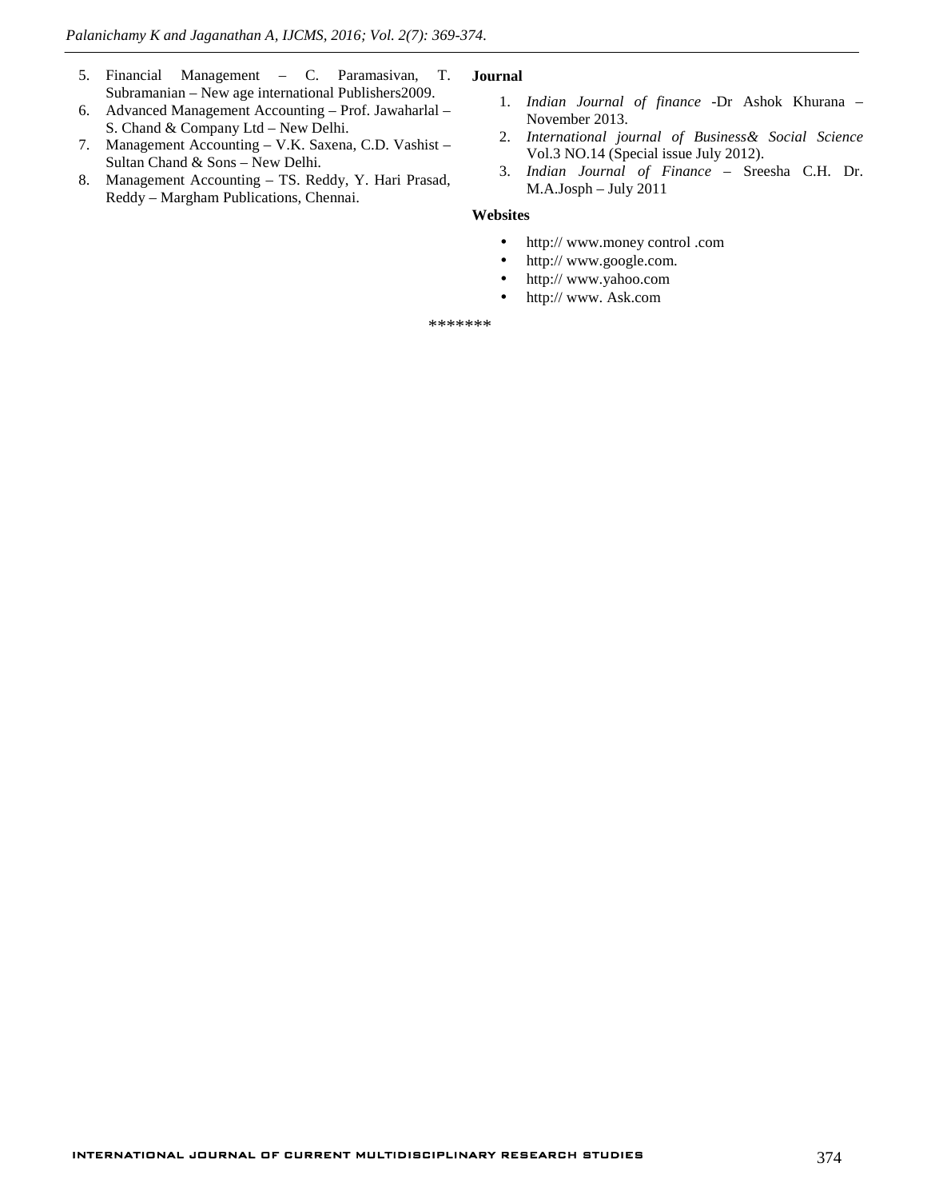5. Financial Management – C. Paramasivan, T. Subramanian – New age international Publishers2009.
6. Advanced Management Accounting – Prof. Jawaharlal – S. Chand & Company Ltd – New Delhi.
7. Management Accounting – V.K. Saxena, C.D. Vashist – Sultan Chand & Sons – New Delhi.
8. Management Accounting – TS. Reddy, Y. Hari Prasad, Reddy – Margham Publications, Chennai.

**Journal**

1. *Indian Journal of finance* -Dr Ashok Khurana – November 2013.
2. *International journal of Business& Social Science* Vol.3 NO.14 (Special issue July 2012).
3. *Indian Journal of Finance* – Sreesha C.H. Dr. M.A.Josph – July 2011

**Websites**

- http:// www.money control .com
- http:// www.google.com.
- http:// www.yahoo.com
- http:// www. Ask.com

*******